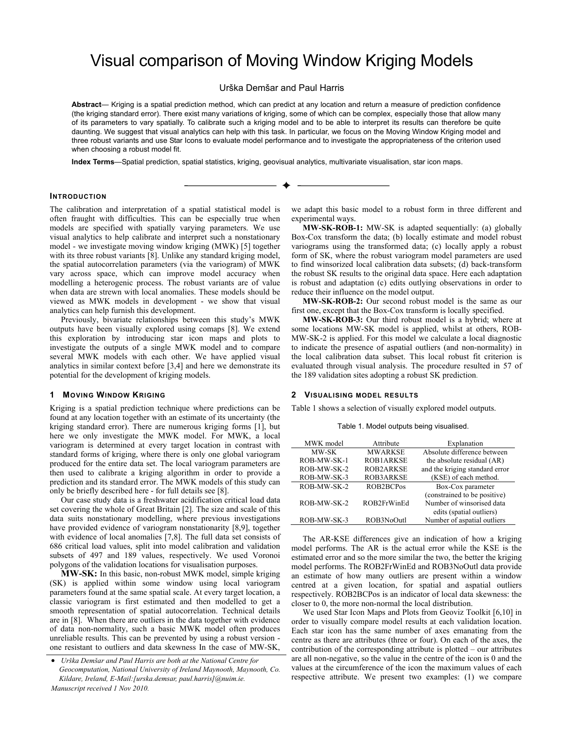# Visual comparison of Moving Window Kriging Models

Urška Demšar and Paul Harris

**Abstract**— Kriging is a spatial prediction method, which can predict at any location and return a measure of prediction confidence (the kriging standard error). There exist many variations of kriging, some of which can be complex, especially those that allow many of its parameters to vary spatially. To calibrate such a kriging model and to be able to interpret its results can therefore be quite daunting. We suggest that visual analytics can help with this task. In particular, we focus on the Moving Window Kriging model and three robust variants and use Star Icons to evaluate model performance and to investigate the appropriateness of the criterion used when choosing a robust model fit.

**Index Terms**—Spatial prediction, spatial statistics, kriging, geovisual analytics, multivariate visualisation, star icon maps.

## INTRODUCTION

The calibration and interpretation of a spatial statistical model is often fraught with difficulties. This can be especially true when models are specified with spatially varying parameters. We use visual analytics to help calibrate and interpret such a nonstationary model - we investigate moving window kriging (MWK) [5] together with its three robust variants [8]. Unlike any standard kriging model, the spatial autocorrelation parameters (via the variogram) of MWK vary across space, which can improve model accuracy when modelling a heterogenic process. The robust variants are of value when data are strewn with local anomalies. These models should be viewed as MWK models in development - we show that visual analytics can help furnish this development.

Previously, bivariate relationships between this study's MWK outputs have been visually explored using comaps [8]. We extend this exploration by introducing star icon maps and plots to investigate the outputs of a single MWK model and to compare several MWK models with each other. We have applied visual analytics in similar context before [3,4] and here we demonstrate its potential for the development of kriging models.

## 1 MOVING WINDOW KRIGING

Kriging is a spatial prediction technique where predictions can be found at any location together with an estimate of its uncertainty (the kriging standard error). There are numerous kriging forms [1], but here we only investigate the MWK model. For MWK, a local variogram is determined at every target location in contrast with standard forms of kriging, where there is only one global variogram produced for the entire data set. The local variogram parameters are then used to calibrate a kriging algorithm in order to provide a prediction and its standard error. The MWK models of this study can only be briefly described here - for full details see [8].

Our case study data is a freshwater acidification critical load data set covering the whole of Great Britain [2]. The size and scale of this data suits nonstationary modelling, where previous investigations have provided evidence of variogram nonstationarity [8,9], together with evidence of local anomalies [7,8]. The full data set consists of 686 critical load values, split into model calibration and validation subsets of 497 and 189 values, respectively. We used Voronoi polygons of the validation locations for visualisation purposes.

**MW-SK:** In this basic, non-robust MWK model, simple kriging (SK) is applied within some window using local variogram parameters found at the same spatial scale. At every target location, a classic variogram is first estimated and then modelled to get a smooth representation of spatial autocorrelation. Technical details are in [8]. When there are outliers in the data together with evidence of data non-normality, such a basic MWK model often produces unreliable results. This can be prevented by using a robust version - one resistant to outliers and data skewness In the case of MW-SK, we adapt this basic model to a robust form in three different and experimental ways.

**MW-SK-ROB-1:** MW-SK is adapted sequentially: (a) globally Box-Cox transform the data; (b) locally estimate and model robust variograms using the transformed data; (c) locally apply a robust form of SK, where the robust variogram model parameters are used to find winsorized local calibration data subsets; (d) back-transform the robust SK results to the original data space. Here each adaptation is robust and adaptation (c) edits outlying observations in order to reduce their influence on the model output.

**MW-SK-ROB-2:** Our second robust model is the same as our first one, except that the Box-Cox transform is locally specified.

**MW-SK-ROB-3:** Our third robust model is a hybrid; where at some locations MW-SK model is applied, whilst at others, ROB-MW-SK-2 is applied. For this model we calculate a local diagnostic to indicate the presence of aspatial outliers (and non-normality) in the local calibration data subset. This local robust fit criterion is evaluated through visual analysis. The procedure resulted in 57 of the 189 validation sites adopting a robust SK prediction.

## 2 VISUALISING MODEL RESULTS

Table 1 shows a selection of visually explored model outputs.

Table 1. Model outputs being visualised.

| MWK model | Attribute | Explanation |
|---|---|---|
| MW-SK | MWARKSE | Absolute difference between the absolute residual (AR) and the kriging standard error (KSE) of each method. |
| ROB-MW-SK-1 | ROB1ARKSE | |
| ROB-MW-SK-2 | ROB2ARKSE | |
| ROB-MW-SK-3 | ROB3ARKSE | |
| ROB-MW-SK-2 | ROB2BCPos | Box-Cox parameter (constrained to be positive) |
| ROB-MW-SK-2 | ROB2FrWinEd | Number of winsorised data edits (spatial outliers) |
| ROB-MW-SK-3 | ROB3NoOutl | Number of aspatial outliers |

The AR-KSE differences give an indication of how a kriging model performs. The AR is the actual error while the KSE is the estimated error and so the more similar the two, the better the kriging model performs. The ROB2FrWinEd and ROB3NoOutl data provide an estimate of how many outliers are present within a window centred at a given location, for spatial and aspatial outliers respectively. ROB2BCPos is an indicator of local data skewness: the closer to 0, the more non-normal the local distribution.

We used Star Icon Maps and Plots from Geoviz Toolkit [6,10] in order to visually compare model results at each validation location. Each star icon has the same number of axes emanating from the centre as there are attributes (three or four). On each of the axes, the contribution of the corresponding attribute is plotted – our attributes are all non-negative, so the value in the centre of the icon is 0 and the values at the circumference of the icon the maximum values of each respective attribute. We present two examples: (1) we compare

- *Urška Demšar and Paul Harris are both at the National Centre for Geocomputation, National University of Ireland Maynooth, Maynooth, Co. Kildare, Ireland, E-Mail:[urska.demsar, paul.harris]@nuim.ie.*

*Manuscript received 1 Nov 2010.*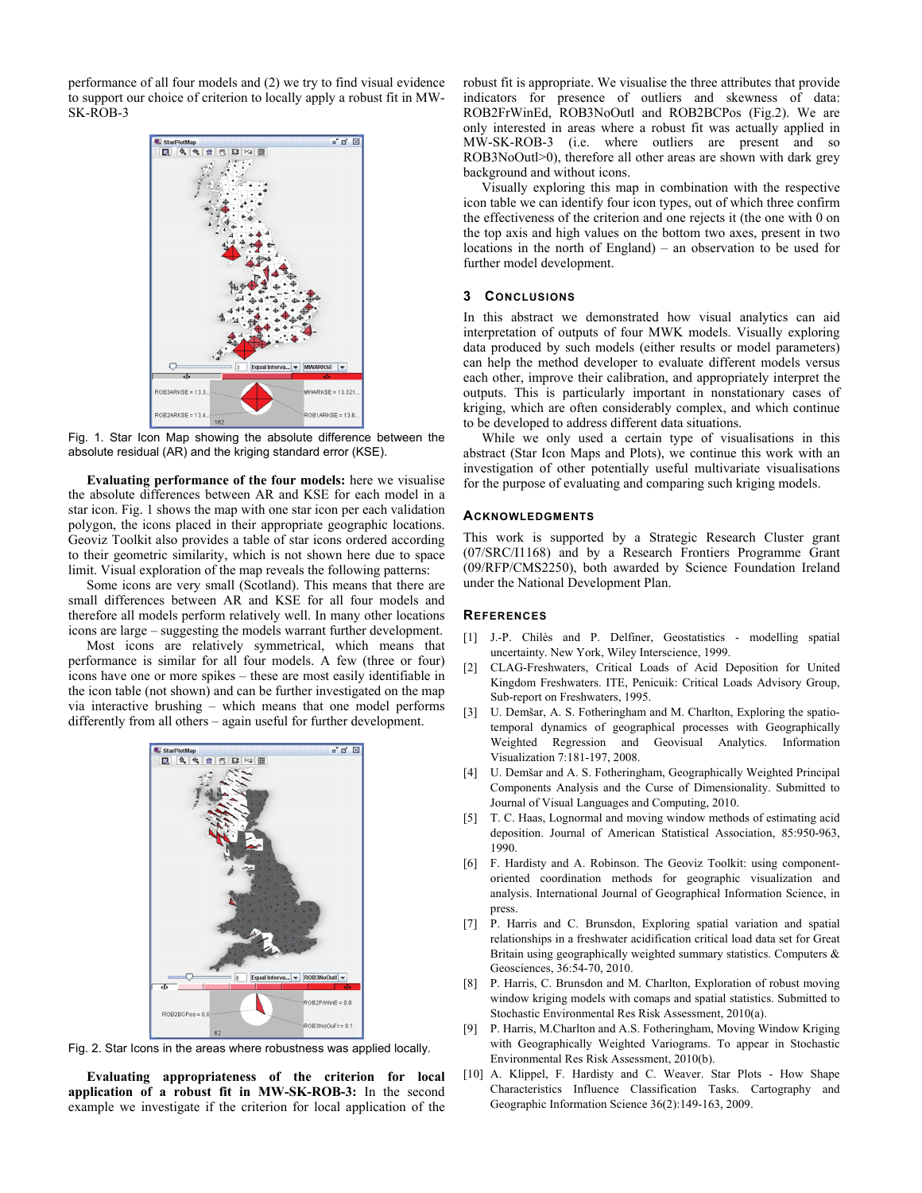performance of all four models and (2) we try to find visual evidence to support our choice of criterion to locally apply a robust fit in MW-SK-ROB-3

Fig. 1. Star Icon Map showing the absolute difference between the absolute residual (AR) and the kriging standard error (KSE).

**Evaluating performance of the four models:** here we visualise the absolute differences between AR and KSE for each model in a star icon. Fig. 1 shows the map with one star icon per each validation polygon, the icons placed in their appropriate geographic locations. Geoviz Toolkit also provides a table of star icons ordered according to their geometric similarity, which is not shown here due to space limit. Visual exploration of the map reveals the following patterns:

Some icons are very small (Scotland). This means that there are small differences between AR and KSE for all four models and therefore all models perform relatively well. In many other locations icons are large – suggesting the models warrant further development.

Most icons are relatively symmetrical, which means that performance is similar for all four models. A few (three or four) icons have one or more spikes – these are most easily identifiable in the icon table (not shown) and can be further investigated on the map via interactive brushing – which means that one model performs differently from all others – again useful for further development.

Fig. 2. Star Icons in the areas where robustness was applied locally.

**Evaluating appropriateness of the criterion for local application of a robust fit in MW-SK-ROB-3:** In the second example we investigate if the criterion for local application of the robust fit is appropriate. We visualise the three attributes that provide indicators for presence of outliers and skewness of data: ROB2FrWinEd, ROB3NoOutl and ROB2BCPos (Fig.2). We are only interested in areas where a robust fit was actually applied in MW-SK-ROB-3 (i.e. where outliers are present and so ROB3NoOutl>0), therefore all other areas are shown with dark grey background and without icons.

Visually exploring this map in combination with the respective icon table we can identify four icon types, out of which three confirm the effectiveness of the criterion and one rejects it (the one with 0 on the top axis and high values on the bottom two axes, present in two locations in the north of England) – an observation to be used for further model development.

## 3 Conclusions

In this abstract we demonstrated how visual analytics can aid interpretation of outputs of four MWK models. Visually exploring data produced by such models (either results or model parameters) can help the method developer to evaluate different models versus each other, improve their calibration, and appropriately interpret the outputs. This is particularly important in nonstationary cases of kriging, which are often considerably complex, and which continue to be developed to address different data situations.

While we only used a certain type of visualisations in this abstract (Star Icon Maps and Plots), we continue this work with an investigation of other potentially useful multivariate visualisations for the purpose of evaluating and comparing such kriging models.

## Acknowledgments

This work is supported by a Strategic Research Cluster grant (07/SRC/I1168) and by a Research Frontiers Programme Grant (09/RFP/CMS2250), both awarded by Science Foundation Ireland under the National Development Plan.

## References

[1] J.-P. Chilès and P. Delfiner, Geostatistics - modelling spatial uncertainty. New York, Wiley Interscience, 1999.

[2] CLAG-Freshwaters, Critical Loads of Acid Deposition for United Kingdom Freshwaters. ITE, Penicuik: Critical Loads Advisory Group, Sub-report on Freshwaters, 1995.

[3] U. Demšar, A. S. Fotheringham and M. Charlton, Exploring the spatio-temporal dynamics of geographical processes with Geographically Weighted Regression and Geovisual Analytics. Information Visualization 7:181-197, 2008.

[4] U. Demšar and A. S. Fotheringham, Geographically Weighted Principal Components Analysis and the Curse of Dimensionality. Submitted to Journal of Visual Languages and Computing, 2010.

[5] T. C. Haas, Lognormal and moving window methods of estimating acid deposition. Journal of American Statistical Association, 85:950-963, 1990.

[6] F. Hardisty and A. Robinson. The Geoviz Toolkit: using component-oriented coordination methods for geographic visualization and analysis. International Journal of Geographical Information Science, in press.

[7] P. Harris and C. Brunsdon, Exploring spatial variation and spatial relationships in a freshwater acidification critical load data set for Great Britain using geographically weighted summary statistics. Computers & Geosciences, 36:54-70, 2010.

[8] P. Harris, C. Brunsdon and M. Charlton, Exploration of robust moving window kriging models with comaps and spatial statistics. Submitted to Stochastic Environmental Res Risk Assessment, 2010(a).

[9] P. Harris, M.Charlton and A.S. Fotheringham, Moving Window Kriging with Geographically Weighted Variograms. To appear in Stochastic Environmental Res Risk Assessment, 2010(b).

[10] A. Klippel, F. Hardisty and C. Weaver. Star Plots - How Shape Characteristics Influence Classification Tasks. Cartography and Geographic Information Science 36(2):149-163, 2009.